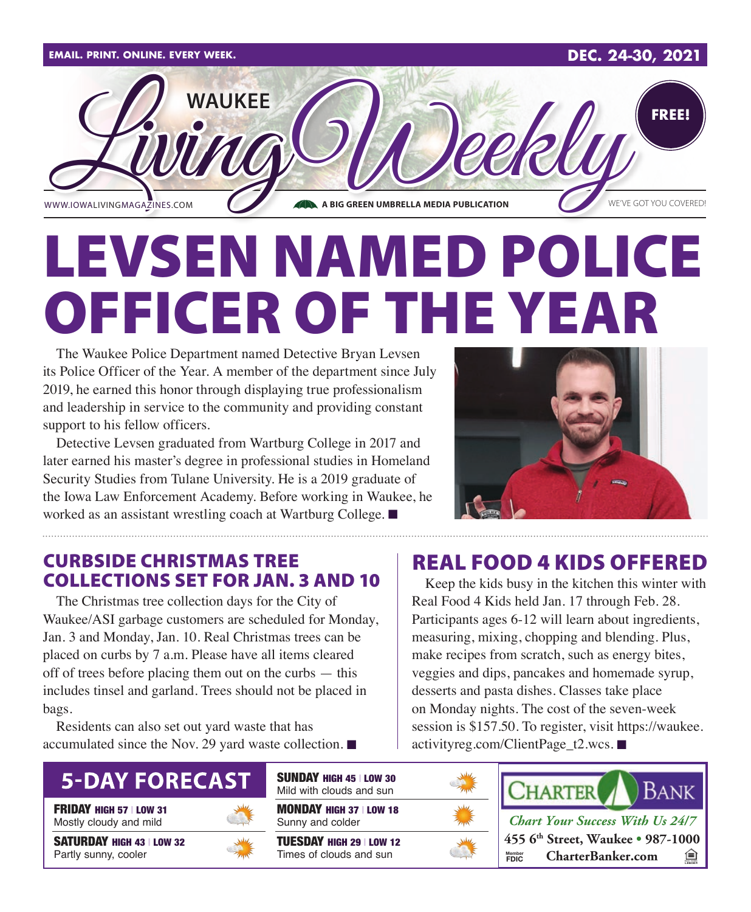EMAIL. PRINT. ONLINE. EVERY WEEK. DEC. 24-30, 2021

# WAUKEE Living Weekly

FREE!

WWW.IOWALIVINGMAGAZINES.COM — A BIG GREEN UMBRELLA MEDIA PUBLICATION — WE'VE GOT YOU COVERED!

# LEVSEN NAMED POLICE OFFICER OF THE YEAR

The Waukee Police Department named Detective Bryan Levsen its Police Officer of the Year. A member of the department since July 2019, he earned this honor through displaying true professionalism and leadership in service to the community and providing constant support to his fellow officers.

Detective Levsen graduated from Wartburg College in 2017 and later earned his master's degree in professional studies in Homeland Security Studies from Tulane University. He is a 2019 graduate of the Iowa Law Enforcement Academy. Before working in Waukee, he worked as an assistant wrestling coach at Wartburg College. ■

## CURBSIDE CHRISTMAS TREE COLLECTIONS SET FOR JAN. 3 AND 10

The Christmas tree collection days for the City of Waukee/ASI garbage customers are scheduled for Monday, Jan. 3 and Monday, Jan. 10. Real Christmas trees can be placed on curbs by 7 a.m. Please have all items cleared off of trees before placing them out on the curbs — this includes tinsel and garland. Trees should not be placed in bags.

Residents can also set out yard waste that has accumulated since the Nov. 29 yard waste collection. ■

## REAL FOOD 4 KIDS OFFERED

Keep the kids busy in the kitchen this winter with Real Food 4 Kids held Jan. 17 through Feb. 28. Participants ages 6-12 will learn about ingredients, measuring, mixing, chopping and blending. Plus, make recipes from scratch, such as energy bites, veggies and dips, pancakes and homemade syrup, desserts and pasta dishes. Classes take place on Monday nights. The cost of the seven-week session is $157.50. To register, visit https://waukee.activityreg.com/ClientPage_t2.wcs. ■

## 5-DAY FORECAST

**FRIDAY** HIGH 57 | LOW 31
Mostly cloudy and mild

**SATURDAY** HIGH 43 | LOW 32
Partly sunny, cooler

**SUNDAY** HIGH 45 | LOW 30
Mild with clouds and sun

**MONDAY** HIGH 37 | LOW 18
Sunny and colder

**TUESDAY** HIGH 29 | LOW 12
Times of clouds and sun

CHARTER BANK
*Chart Your Success With Us 24/7*
455 6th Street, Waukee • 987-1000
Member FDIC — CharterBanker.com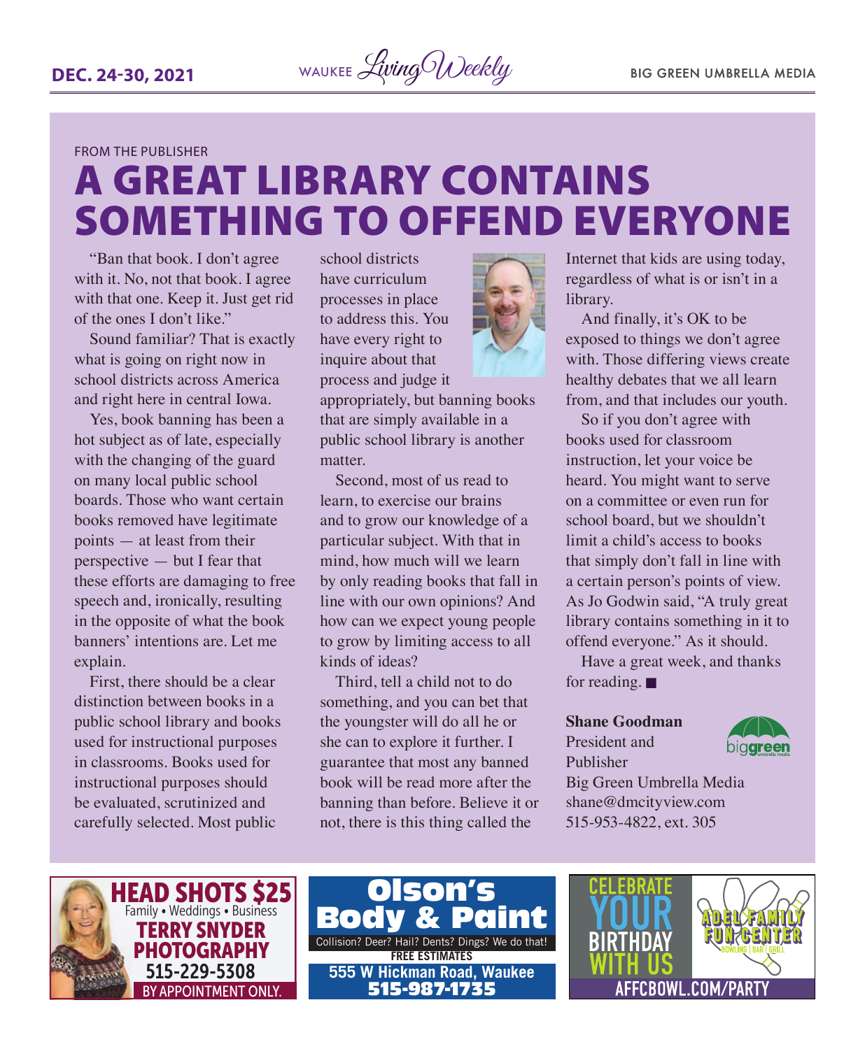FROM THE PUBLISHER

# A GREAT LIBRARY CONTAINS SOMETHING TO OFFEND EVERYONE

"Ban that book. I don't agree with it. No, not that book. I agree with that one. Keep it. Just get rid of the ones I don't like."

Sound familiar? That is exactly what is going on right now in school districts across America and right here in central Iowa.

Yes, book banning has been a hot subject as of late, especially with the changing of the guard on many local public school boards. Those who want certain books removed have legitimate points — at least from their perspective — but I fear that these efforts are damaging to free speech and, ironically, resulting in the opposite of what the book banners' intentions are. Let me explain.

First, there should be a clear distinction between books in a public school library and books used for instructional purposes in classrooms. Books used for instructional purposes should be evaluated, scrutinized and carefully selected. Most public school districts have curriculum processes in place to address this. You have every right to inquire about that process and judge it appropriately, but banning books that are simply available in a public school library is another matter.

Second, most of us read to learn, to exercise our brains and to grow our knowledge of a particular subject. With that in mind, how much will we learn by only reading books that fall in line with our own opinions? And how can we expect young people to grow by limiting access to all kinds of ideas?

Third, tell a child not to do something, and you can bet that the youngster will do all he or she can to explore it further. I guarantee that most any banned book will be read more after the banning than before. Believe it or not, there is this thing called the Internet that kids are using today, regardless of what is or isn't in a library.

And finally, it's OK to be exposed to things we don't agree with. Those differing views create healthy debates that we all learn from, and that includes our youth.

So if you don't agree with books used for classroom instruction, let your voice be heard. You might want to serve on a committee or even run for school board, but we shouldn't limit a child's access to books that simply don't fall in line with a certain person's points of view. As Jo Godwin said, "A truly great library contains something in it to offend everyone." As it should.

Have a great week, and thanks for reading. ■

**Shane Goodman**
President and Publisher
Big Green Umbrella Media
shane@dmcityview.com
515-953-4822, ext. 305

**HEAD SHOTS $25**
Family • Weddings • Business
**TERRY SNYDER PHOTOGRAPHY**
515-229-5308
BY APPOINTMENT ONLY.

**Olson's Body & Paint**
Collision? Deer? Hail? Dents? Dings? We do that!
FREE ESTIMATES
555 W Hickman Road, Waukee
515-987-1735

**CELEBRATE YOUR BIRTHDAY WITH US**
ADEL FAMILY FUN CENTER
BOWLING | BAR | GRILL
AFFCBOWL.COM/PARTY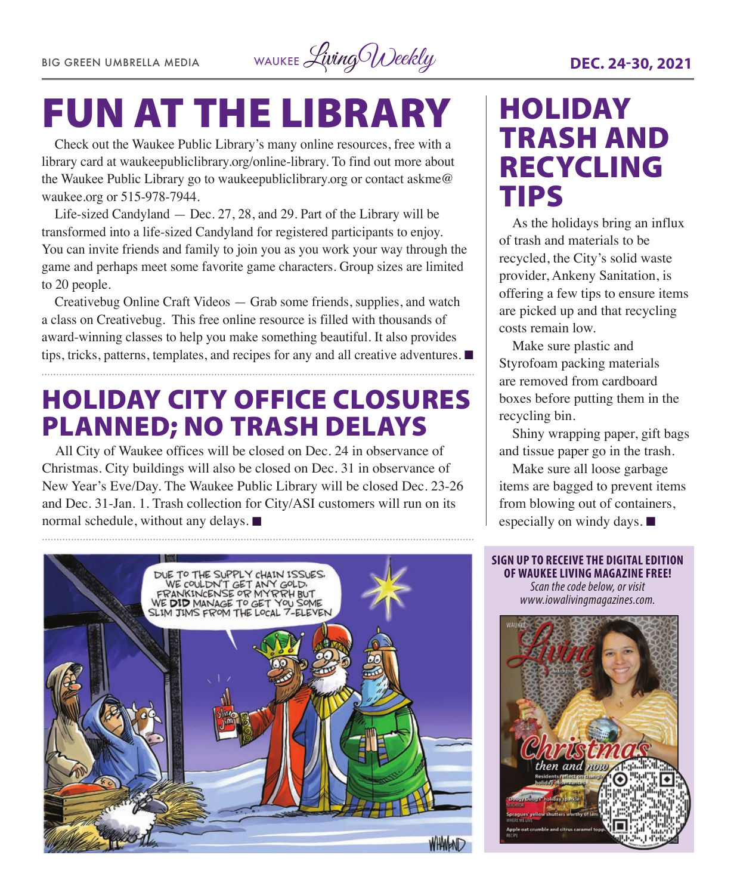# FUN AT THE LIBRARY

Check out the Waukee Public Library's many online resources, free with a library card at waukeepubliclibrary.org/online-library. To find out more about the Waukee Public Library go to waukeepubliclibrary.org or contact askme@waukee.org or 515-978-7944.

Life-sized Candyland — Dec. 27, 28, and 29. Part of the Library will be transformed into a life-sized Candyland for registered participants to enjoy. You can invite friends and family to join you as you work your way through the game and perhaps meet some favorite game characters. Group sizes are limited to 20 people.

Creativebug Online Craft Videos — Grab some friends, supplies, and watch a class on Creativebug. This free online resource is filled with thousands of award-winning classes to help you make something beautiful. It also provides tips, tricks, patterns, templates, and recipes for any and all creative adventures. ■

# HOLIDAY CITY OFFICE CLOSURES PLANNED; NO TRASH DELAYS

All City of Waukee offices will be closed on Dec. 24 in observance of Christmas. City buildings will also be closed on Dec. 31 in observance of New Year's Eve/Day. The Waukee Public Library will be closed Dec. 23-26 and Dec. 31-Jan. 1. Trash collection for City/ASI customers will run on its normal schedule, without any delays. ■

# HOLIDAY TRASH AND RECYCLING TIPS

As the holidays bring an influx of trash and materials to be recycled, the City's solid waste provider, Ankeny Sanitation, is offering a few tips to ensure items are picked up and that recycling costs remain low.

Make sure plastic and Styrofoam packing materials are removed from cardboard boxes before putting them in the recycling bin.

Shiny wrapping paper, gift bags and tissue paper go in the trash.

Make sure all loose garbage items are bagged to prevent items from blowing out of containers, especially on windy days. ■

**SIGN UP TO RECEIVE THE DIGITAL EDITION OF WAUKEE LIVING MAGAZINE FREE!**

*Scan the code below, or visit www.iowalivingmagazines.com.*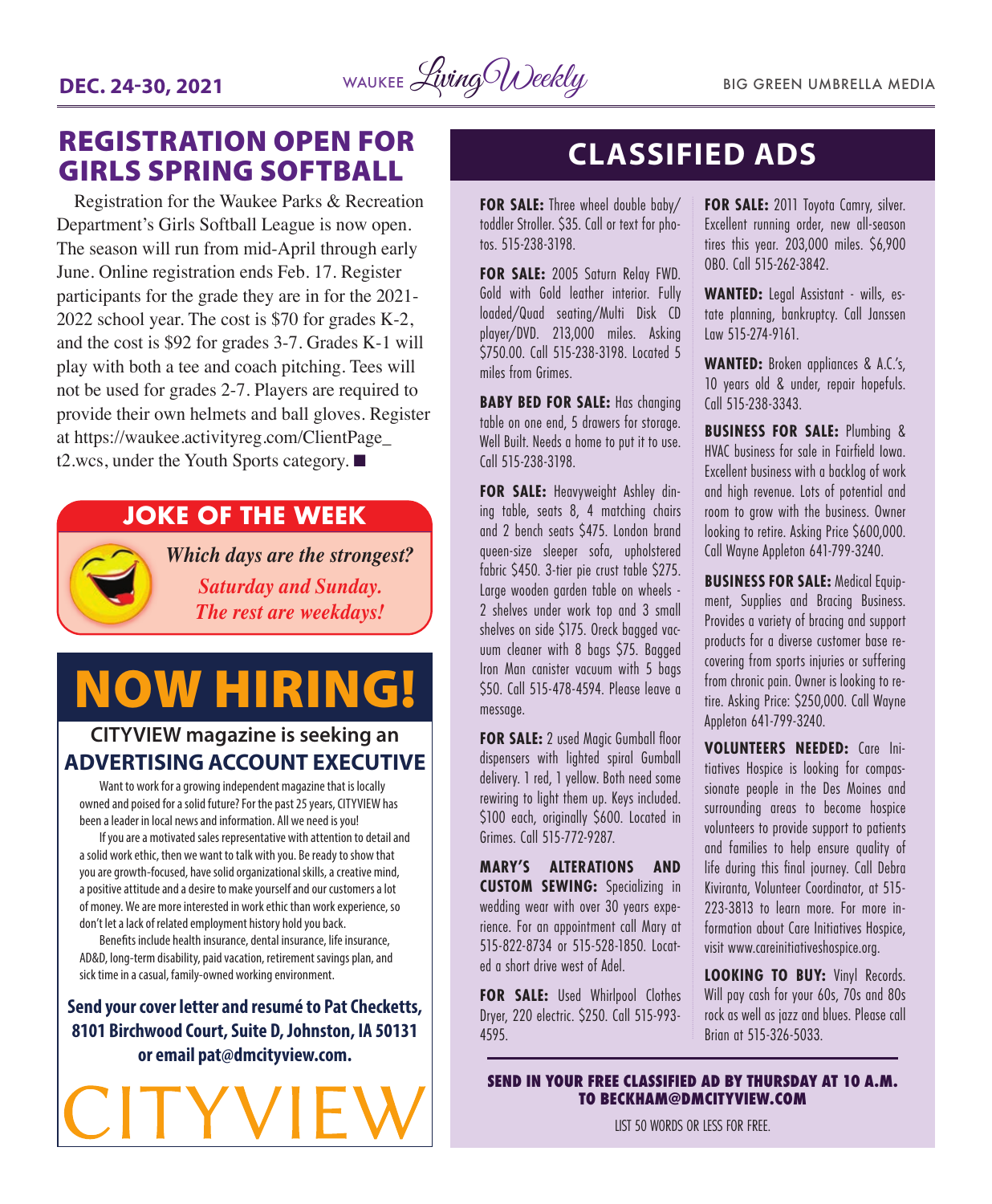## REGISTRATION OPEN FOR GIRLS SPRING SOFTBALL

Registration for the Waukee Parks & Recreation Department's Girls Softball League is now open. The season will run from mid-April through early June. Online registration ends Feb. 17. Register participants for the grade they are in for the 2021-2022 school year. The cost is $70 for grades K-2, and the cost is $92 for grades 3-7. Grades K-1 will play with both a tee and coach pitching. Tees will not be used for grades 2-7. Players are required to provide their own helmets and ball gloves. Register at https://waukee.activityreg.com/ClientPage_t2.wcs, under the Youth Sports category. ■

## JOKE OF THE WEEK

*Which days are the strongest?*

*Saturday and Sunday. The rest are weekdays!*

# NOW HIRING!

### CITYVIEW magazine is seeking an ADVERTISING ACCOUNT EXECUTIVE

Want to work for a growing independent magazine that is locally owned and poised for a solid future? For the past 25 years, CITYVIEW has been a leader in local news and information. All we need is you!

If you are a motivated sales representative with attention to detail and a solid work ethic, then we want to talk with you. Be ready to show that you are growth-focused, have solid organizational skills, a creative mind, a positive attitude and a desire to make yourself and our customers a lot of money. We are more interested in work ethic than work experience, so don't let a lack of related employment history hold you back.

Benefits include health insurance, dental insurance, life insurance, AD&D, long-term disability, paid vacation, retirement savings plan, and sick time in a casual, family-owned working environment.

**Send your cover letter and resumé to Pat Checketts, 8101 Birchwood Court, Suite D, Johnston, IA 50131 or email pat@dmcityview.com.**

CITYVIEW

## CLASSIFIED ADS

**FOR SALE:** Three wheel double baby/toddler Stroller. $35. Call or text for photos. 515-238-3198.

**FOR SALE:** 2005 Saturn Relay FWD. Gold with Gold leather interior. Fully loaded/Quad seating/Multi Disk CD player/DVD. 213,000 miles. Asking $750.00. Call 515-238-3198. Located 5 miles from Grimes.

**BABY BED FOR SALE:** Has changing table on one end, 5 drawers for storage. Well Built. Needs a home to put it to use. Call 515-238-3198.

**FOR SALE:** Heavyweight Ashley dining table, seats 8, 4 matching chairs and 2 bench seats $475. London brand queen-size sleeper sofa, upholstered fabric $450. 3-tier pie crust table $275. Large wooden garden table on wheels - 2 shelves under work top and 3 small shelves on side $175. Oreck bagged vacuum cleaner with 8 bags $75. Bagged Iron Man canister vacuum with 5 bags $50. Call 515-478-4594. Please leave a message.

**FOR SALE:** 2 used Magic Gumball floor dispensers with lighted spiral Gumball delivery. 1 red, 1 yellow. Both need some rewiring to light them up. Keys included. $100 each, originally $600. Located in Grimes. Call 515-772-9287.

**MARY'S ALTERATIONS AND CUSTOM SEWING:** Specializing in wedding wear with over 30 years experience. For an appointment call Mary at 515-822-8734 or 515-528-1850. Located a short drive west of Adel.

**FOR SALE:** Used Whirlpool Clothes Dryer, 220 electric. $250. Call 515-993-4595.

**FOR SALE:** 2011 Toyota Camry, silver. Excellent running order, new all-season tires this year. 203,000 miles. $6,900 OBO. Call 515-262-3842.

**WANTED:** Legal Assistant - wills, estate planning, bankruptcy. Call Janssen Law 515-274-9161.

**WANTED:** Broken appliances & A.C.'s, 10 years old & under, repair hopefuls. Call 515-238-3343.

**BUSINESS FOR SALE:** Plumbing & HVAC business for sale in Fairfield Iowa. Excellent business with a backlog of work and high revenue. Lots of potential and room to grow with the business. Owner looking to retire. Asking Price $600,000. Call Wayne Appleton 641-799-3240.

**BUSINESS FOR SALE:** Medical Equipment, Supplies and Bracing Business. Provides a variety of bracing and support products for a diverse customer base recovering from sports injuries or suffering from chronic pain. Owner is looking to retire. Asking Price: $250,000. Call Wayne Appleton 641-799-3240.

**VOLUNTEERS NEEDED:** Care Initiatives Hospice is looking for compassionate people in the Des Moines and surrounding areas to become hospice volunteers to provide support to patients and families to help ensure quality of life during this final journey. Call Debra Kiviranta, Volunteer Coordinator, at 515-223-3813 to learn more. For more information about Care Initiatives Hospice, visit www.careinitiativeshospice.org.

**LOOKING TO BUY:** Vinyl Records. Will pay cash for your 60s, 70s and 80s rock as well as jazz and blues. Please call Brian at 515-326-5033.

**SEND IN YOUR FREE CLASSIFIED AD BY THURSDAY AT 10 A.M. TO BECKHAM@DMCITYVIEW.COM**

LIST 50 WORDS OR LESS FOR FREE.